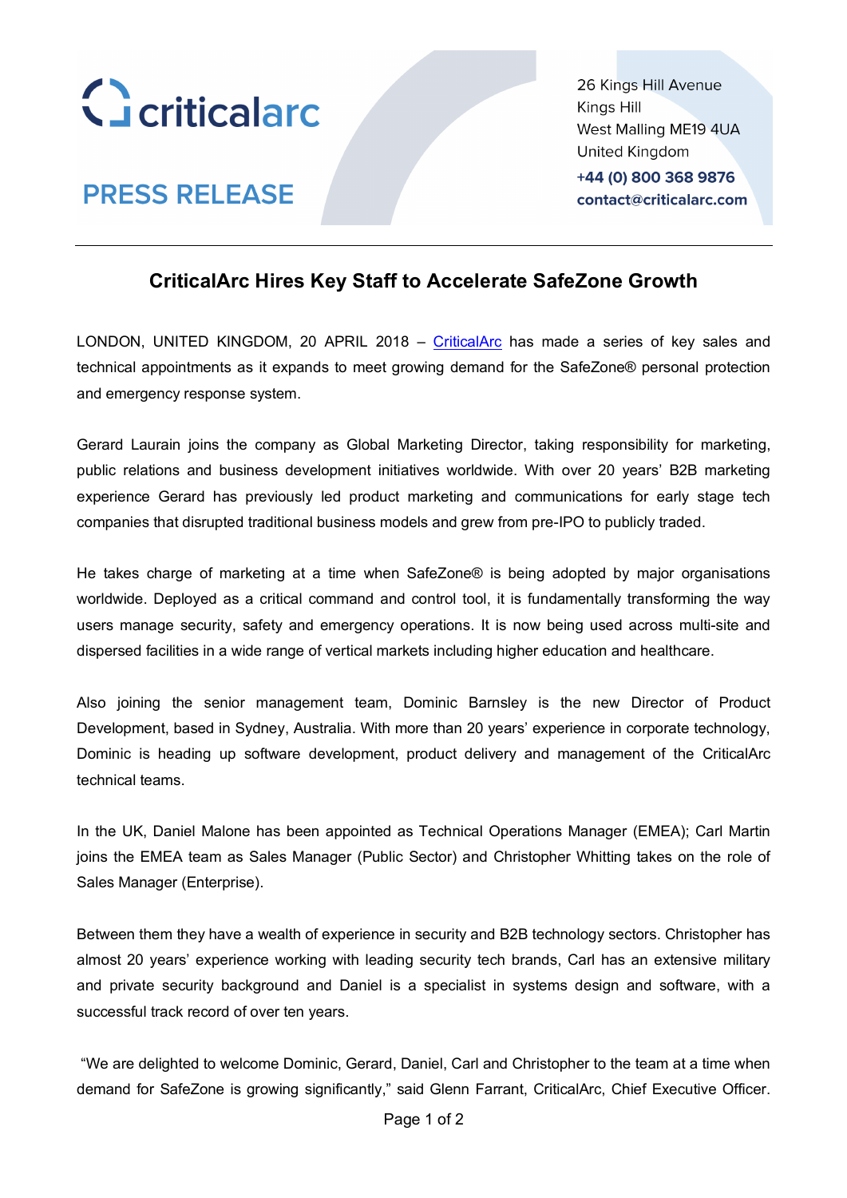criticalarc

PRESS RELEASE

26 Kings Hill Avenue
Kings Hill
West Malling ME19 4UA
United Kingdom
**+44 (0) 800 368 9876**
**contact@criticalarc.com**

---

## CriticalArc Hires Key Staff to Accelerate SafeZone Growth

LONDON, UNITED KINGDOM, 20 APRIL 2018 – CriticalArc has made a series of key sales and technical appointments as it expands to meet growing demand for the SafeZone® personal protection and emergency response system.

Gerard Laurain joins the company as Global Marketing Director, taking responsibility for marketing, public relations and business development initiatives worldwide. With over 20 years' B2B marketing experience Gerard has previously led product marketing and communications for early stage tech companies that disrupted traditional business models and grew from pre-IPO to publicly traded.

He takes charge of marketing at a time when SafeZone® is being adopted by major organisations worldwide. Deployed as a critical command and control tool, it is fundamentally transforming the way users manage security, safety and emergency operations. It is now being used across multi-site and dispersed facilities in a wide range of vertical markets including higher education and healthcare.

Also joining the senior management team, Dominic Barnsley is the new Director of Product Development, based in Sydney, Australia. With more than 20 years' experience in corporate technology, Dominic is heading up software development, product delivery and management of the CriticalArc technical teams.

In the UK, Daniel Malone has been appointed as Technical Operations Manager (EMEA); Carl Martin joins the EMEA team as Sales Manager (Public Sector) and Christopher Whitting takes on the role of Sales Manager (Enterprise).

Between them they have a wealth of experience in security and B2B technology sectors. Christopher has almost 20 years' experience working with leading security tech brands, Carl has an extensive military and private security background and Daniel is a specialist in systems design and software, with a successful track record of over ten years.

"We are delighted to welcome Dominic, Gerard, Daniel, Carl and Christopher to the team at a time when demand for SafeZone is growing significantly," said Glenn Farrant, CriticalArc, Chief Executive Officer.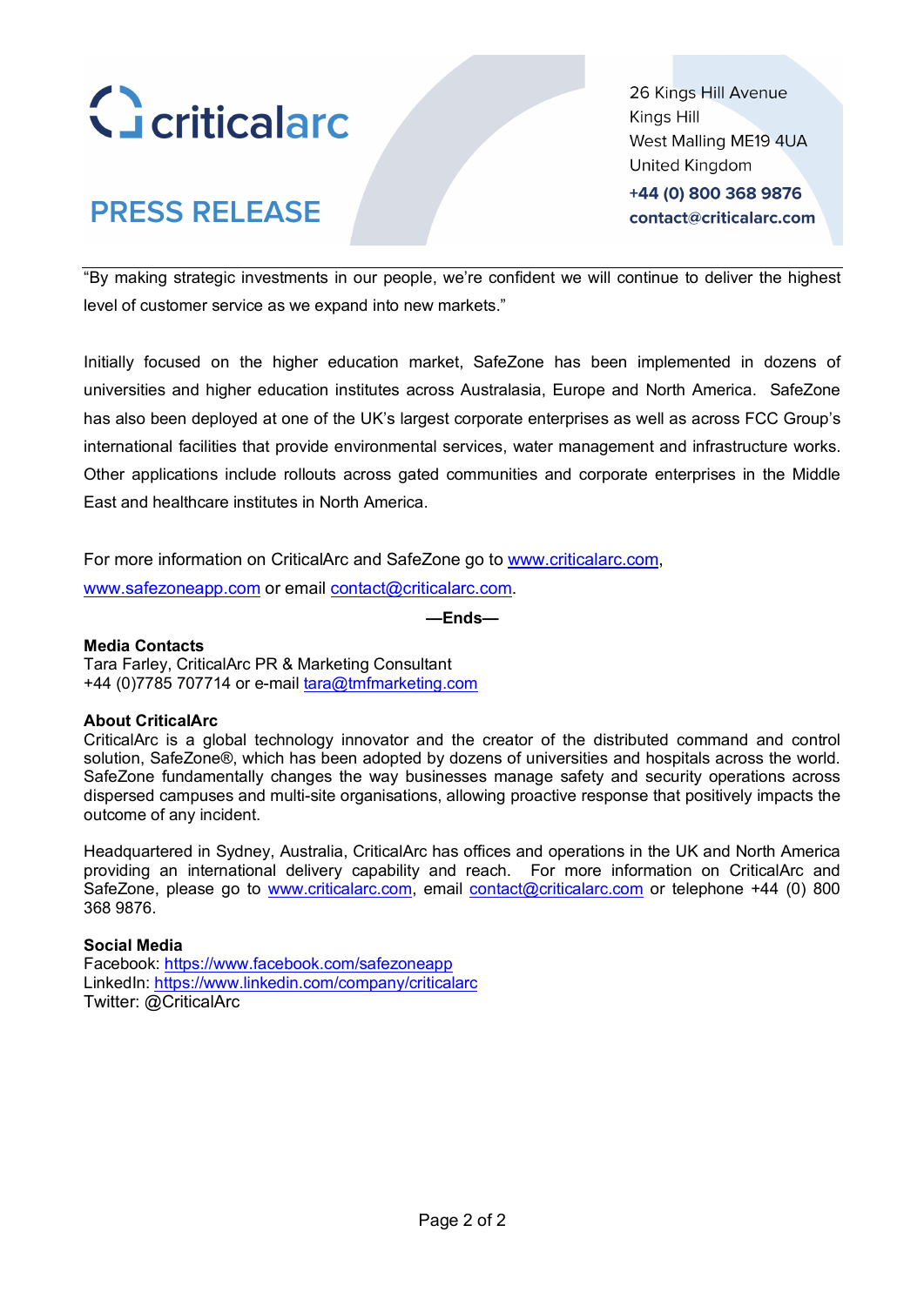# criticalarc

## PRESS RELEASE

26 Kings Hill Avenue
Kings Hill
West Malling ME19 4UA
United Kingdom
**+44 (0) 800 368 9876**
**contact@criticalarc.com**

"By making strategic investments in our people, we're confident we will continue to deliver the highest level of customer service as we expand into new markets."

Initially focused on the higher education market, SafeZone has been implemented in dozens of universities and higher education institutes across Australasia, Europe and North America. SafeZone has also been deployed at one of the UK's largest corporate enterprises as well as across FCC Group's international facilities that provide environmental services, water management and infrastructure works. Other applications include rollouts across gated communities and corporate enterprises in the Middle East and healthcare institutes in North America.

For more information on CriticalArc and SafeZone go to www.criticalarc.com, www.safezoneapp.com or email contact@criticalarc.com.

**—Ends—**

**Media Contacts**
Tara Farley, CriticalArc PR & Marketing Consultant
+44 (0)7785 707714 or e-mail tara@tmfmarketing.com

**About CriticalArc**
CriticalArc is a global technology innovator and the creator of the distributed command and control solution, SafeZone®, which has been adopted by dozens of universities and hospitals across the world. SafeZone fundamentally changes the way businesses manage safety and security operations across dispersed campuses and multi-site organisations, allowing proactive response that positively impacts the outcome of any incident.

Headquartered in Sydney, Australia, CriticalArc has offices and operations in the UK and North America providing an international delivery capability and reach. For more information on CriticalArc and SafeZone, please go to www.criticalarc.com, email contact@criticalarc.com or telephone +44 (0) 800 368 9876.

**Social Media**
Facebook: https://www.facebook.com/safezoneapp
LinkedIn: https://www.linkedin.com/company/criticalarc
Twitter: @CriticalArc